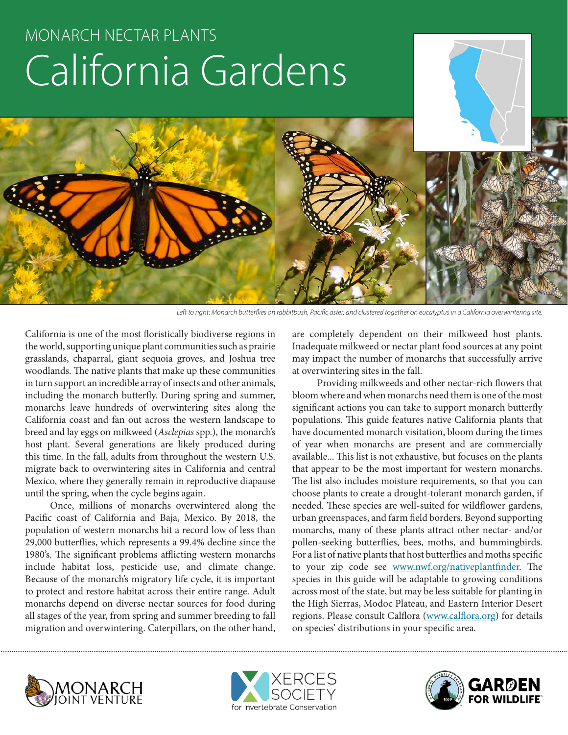MONARCH NECTAR PLANTS

# California Gardens

*Left to right: Monarch butterflies on rabbitbush, Pacific aster, and clustered together on eucalyptus in a California overwintering site.*

California is one of the most floristically biodiverse regions in the world, supporting unique plant communities such as prairie grasslands, chaparral, giant sequoia groves, and Joshua tree woodlands. The native plants that make up these communities in turn support an incredible array of insects and other animals, including the monarch butterfly. During spring and summer, monarchs leave hundreds of overwintering sites along the California coast and fan out across the western landscape to breed and lay eggs on milkweed (*Asclepias* spp.), the monarch's host plant. Several generations are likely produced during this time. In the fall, adults from throughout the western U.S. migrate back to overwintering sites in California and central Mexico, where they generally remain in reproductive diapause until the spring, when the cycle begins again.

Once, millions of monarchs overwintered along the Pacific coast of California and Baja, Mexico. By 2018, the population of western monarchs hit a record low of less than 29,000 butterflies, which represents a 99.4% decline since the 1980's. The significant problems afflicting western monarchs include habitat loss, pesticide use, and climate change. Because of the monarch's migratory life cycle, it is important to protect and restore habitat across their entire range. Adult monarchs depend on diverse nectar sources for food during all stages of the year, from spring and summer breeding to fall migration and overwintering. Caterpillars, on the other hand, are completely dependent on their milkweed host plants. Inadequate milkweed or nectar plant food sources at any point may impact the number of monarchs that successfully arrive at overwintering sites in the fall.

Providing milkweeds and other nectar-rich flowers that bloom where and when monarchs need them is one of the most significant actions you can take to support monarch butterfly populations. This guide features native California plants that have documented monarch visitation, bloom during the times of year when monarchs are present and are commercially available... This list is not exhaustive, but focuses on the plants that appear to be the most important for western monarchs. The list also includes moisture requirements, so that you can choose plants to create a drought-tolerant monarch garden, if needed. These species are well-suited for wildflower gardens, urban greenspaces, and farm field borders. Beyond supporting monarchs, many of these plants attract other nectar- and/or pollen-seeking butterflies, bees, moths, and hummingbirds. For a list of native plants that host butterflies and moths specific to your zip code see www.nwf.org/nativeplantfinder. The species in this guide will be adaptable to growing conditions across most of the state, but may be less suitable for planting in the High Sierras, Modoc Plateau, and Eastern Interior Desert regions. Please consult Calflora (www.calflora.org) for details on species' distributions in your specific area.

MONARCH JOINT VENTURE

XERCES SOCIETY for Invertebrate Conservation

GARDEN FOR WILDLIFE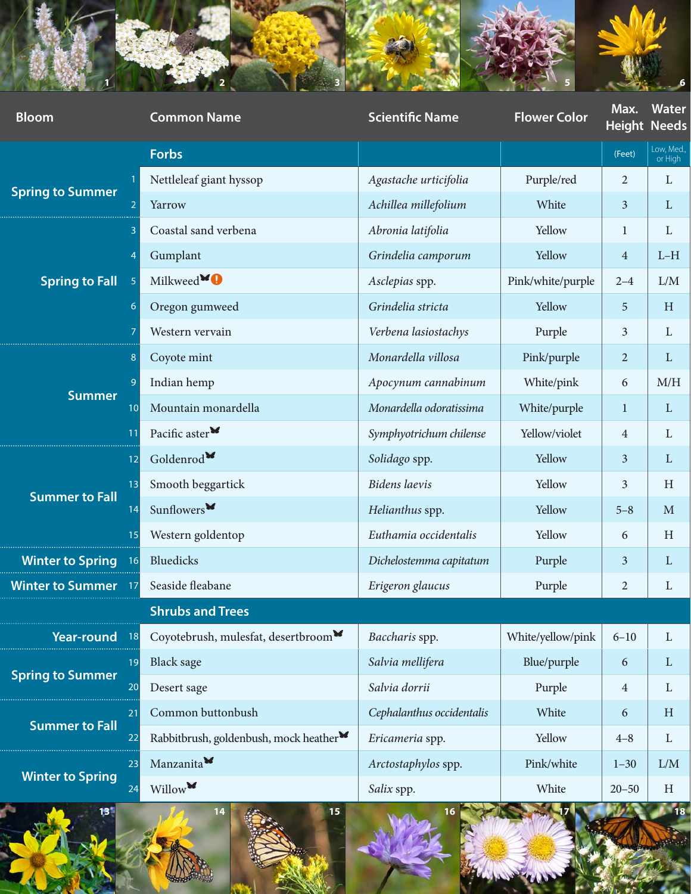| Bloom | # | Common Name | Scientific Name | Flower Color | Max. Height (Feet) | Water Needs (Low, Med., or High) |
|---|---|---|---|---|---|---|
| **Forbs** | | | | | | |
| Spring to Summer | 1 | Nettleleaf giant hyssop | *Agastache urticifolia* | Purple/red | 2 | L |
| | 2 | Yarrow | *Achillea millefolium* | White | 3 | L |
| Spring to Fall | 3 | Coastal sand verbena | *Abronia latifolia* | Yellow | 1 | L |
| | 4 | Gumplant | *Grindelia camporum* | Yellow | 4 | L–H |
| | 5 | Milkweed 🦋 ! | *Asclepias* spp. | Pink/white/purple | 2–4 | L/M |
| | 6 | Oregon gumweed | *Grindelia stricta* | Yellow | 5 | H |
| | 7 | Western vervain | *Verbena lasiostachys* | Purple | 3 | L |
| Summer | 8 | Coyote mint | *Monardella villosa* | Pink/purple | 2 | L |
| | 9 | Indian hemp | *Apocynum cannabinum* | White/pink | 6 | M/H |
| | 10 | Mountain monardella | *Monardella odoratissima* | White/purple | 1 | L |
| | 11 | Pacific aster 🦋 | *Symphyotrichum chilense* | Yellow/violet | 4 | L |
| Summer to Fall | 12 | Goldenrod 🦋 | *Solidago* spp. | Yellow | 3 | L |
| | 13 | Smooth beggartick | *Bidens laevis* | Yellow | 3 | H |
| | 14 | Sunflowers 🦋 | *Helianthus* spp. | Yellow | 5–8 | M |
| | 15 | Western goldentop | *Euthamia occidentalis* | Yellow | 6 | H |
| Winter to Spring | 16 | Bluedicks | *Dichelostemma capitatum* | Purple | 3 | L |
| Winter to Summer | 17 | Seaside fleabane | *Erigeron glaucus* | Purple | 2 | L |
| **Shrubs and Trees** | | | | | | |
| Year-round | 18 | Coyotebrush, mulesfat, desertbroom 🦋 | *Baccharis* spp. | White/yellow/pink | 6–10 | L |
| Spring to Summer | 19 | Black sage | *Salvia mellifera* | Blue/purple | 6 | L |
| | 20 | Desert sage | *Salvia dorrii* | Purple | 4 | L |
| Summer to Fall | 21 | Common buttonbush | *Cephalanthus occidentalis* | White | 6 | H |
| | 22 | Rabbitbrush, goldenbush, mock heather 🦋 | *Ericameria* spp. | Yellow | 4–8 | L |
| Winter to Spring | 23 | Manzanita 🦋 | *Arctostaphylos* spp. | Pink/white | 1–30 | L/M |
| | 24 | Willow 🦋 | *Salix* spp. | White | 20–50 | H |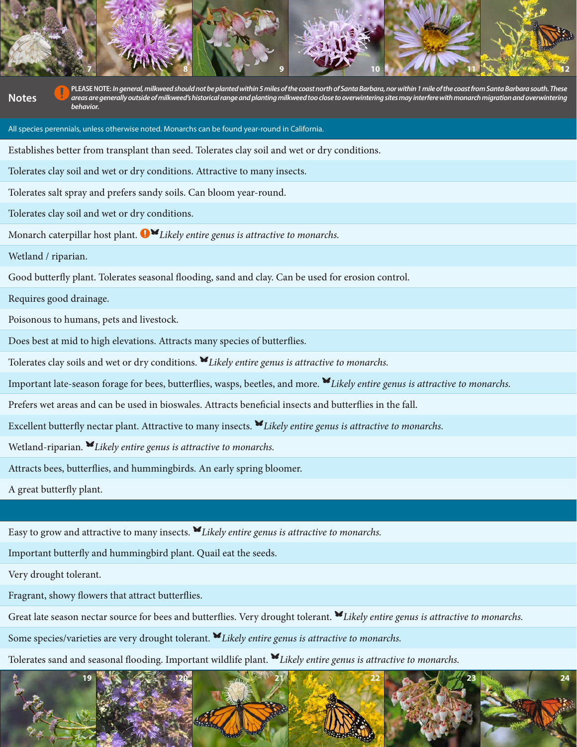## Notes

PLEASE NOTE: *In general, milkweed should not be planted within 5 miles of the coast north of Santa Barbara, nor within 1 mile of the coast from Santa Barbara south. These areas are generally outside of milkweed's historical range and planting milkweed too close to overwintering sites may interfere with monarch migration and overwintering behavior.*

All species perennials, unless otherwise noted. Monarchs can be found year-round in California.

Establishes better from transplant than seed. Tolerates clay soil and wet or dry conditions.

Tolerates clay soil and wet or dry conditions. Attractive to many insects.

Tolerates salt spray and prefers sandy soils. Can bloom year-round.

Tolerates clay soil and wet or dry conditions.

Monarch caterpillar host plant. *Likely entire genus is attractive to monarchs.*

Wetland / riparian.

Good butterfly plant. Tolerates seasonal flooding, sand and clay. Can be used for erosion control.

Requires good drainage.

Poisonous to humans, pets and livestock.

Does best at mid to high elevations. Attracts many species of butterflies.

Tolerates clay soils and wet or dry conditions. *Likely entire genus is attractive to monarchs.*

Important late-season forage for bees, butterflies, wasps, beetles, and more. *Likely entire genus is attractive to monarchs.*

Prefers wet areas and can be used in bioswales. Attracts beneficial insects and butterflies in the fall.

Excellent butterfly nectar plant. Attractive to many insects. *Likely entire genus is attractive to monarchs.*

Wetland-riparian. *Likely entire genus is attractive to monarchs.*

Attracts bees, butterflies, and hummingbirds. An early spring bloomer.

A great butterfly plant.

Easy to grow and attractive to many insects. *Likely entire genus is attractive to monarchs.*

Important butterfly and hummingbird plant. Quail eat the seeds.

Very drought tolerant.

Fragrant, showy flowers that attract butterflies.

Great late season nectar source for bees and butterflies. Very drought tolerant. *Likely entire genus is attractive to monarchs.*

Some species/varieties are very drought tolerant. *Likely entire genus is attractive to monarchs.*

Tolerates sand and seasonal flooding. Important wildlife plant. *Likely entire genus is attractive to monarchs.*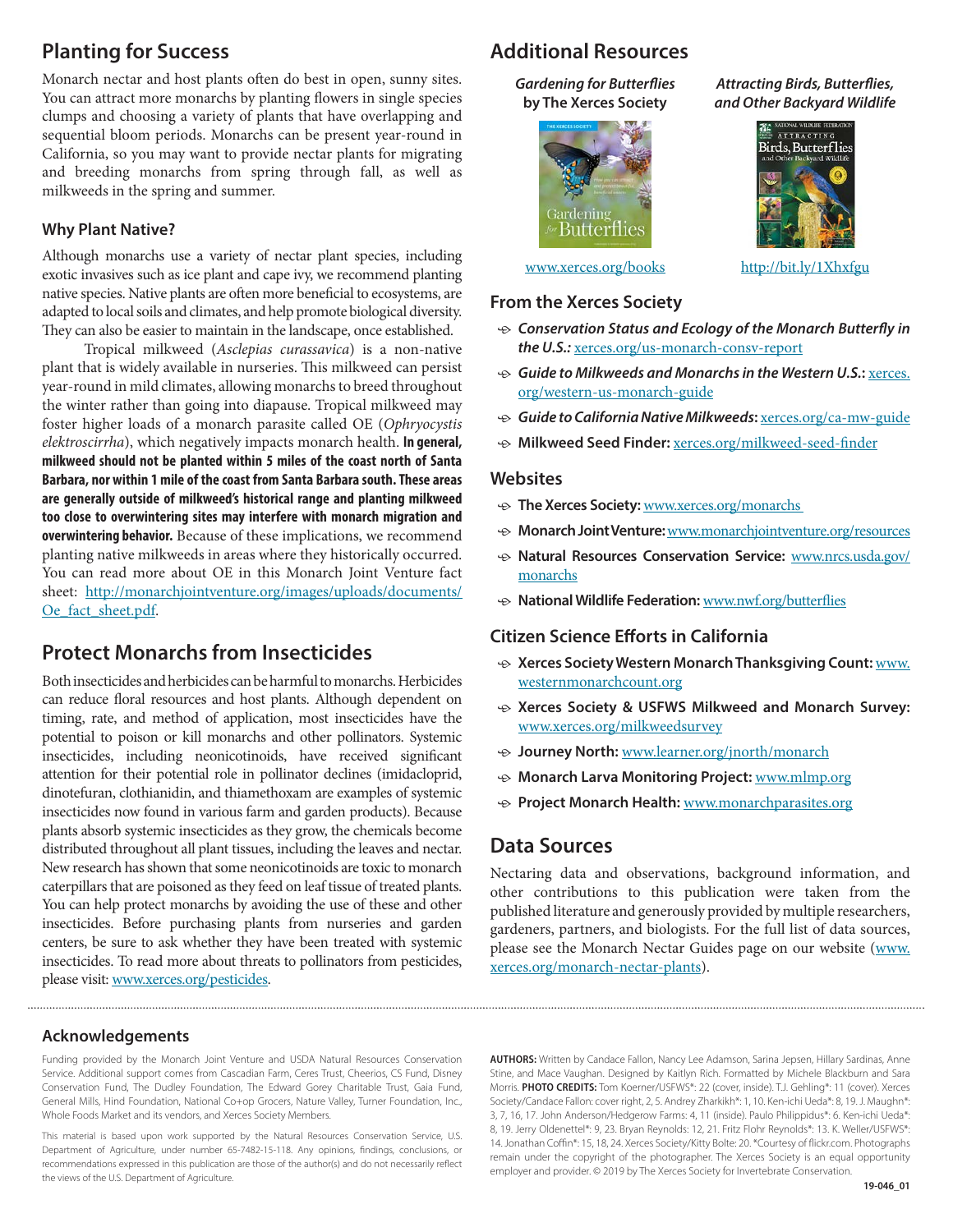## Planting for Success

Monarch nectar and host plants often do best in open, sunny sites. You can attract more monarchs by planting flowers in single species clumps and choosing a variety of plants that have overlapping and sequential bloom periods. Monarchs can be present year-round in California, so you may want to provide nectar plants for migrating and breeding monarchs from spring through fall, as well as milkweeds in the spring and summer.

### Why Plant Native?

Although monarchs use a variety of nectar plant species, including exotic invasives such as ice plant and cape ivy, we recommend planting native species. Native plants are often more beneficial to ecosystems, are adapted to local soils and climates, and help promote biological diversity. They can also be easier to maintain in the landscape, once established.

Tropical milkweed (*Asclepias curassavica*) is a non-native plant that is widely available in nurseries. This milkweed can persist year-round in mild climates, allowing monarchs to breed throughout the winter rather than going into diapause. Tropical milkweed may foster higher loads of a monarch parasite called OE (*Ophryocystis elektroscirrha*), which negatively impacts monarch health. **In general, milkweed should not be planted within 5 miles of the coast north of Santa Barbara, nor within 1 mile of the coast from Santa Barbara south. These areas are generally outside of milkweed's historical range and planting milkweed too close to overwintering sites may interfere with monarch migration and overwintering behavior.** Because of these implications, we recommend planting native milkweeds in areas where they historically occurred. You can read more about OE in this Monarch Joint Venture fact sheet: http://monarchjointventure.org/images/uploads/documents/Oe_fact_sheet.pdf.

## Protect Monarchs from Insecticides

Both insecticides and herbicides can be harmful to monarchs. Herbicides can reduce floral resources and host plants. Although dependent on timing, rate, and method of application, most insecticides have the potential to poison or kill monarchs and other pollinators. Systemic insecticides, including neonicotinoids, have received significant attention for their potential role in pollinator declines (imidacloprid, dinotefuran, clothianidin, and thiamethoxam are examples of systemic insecticides now found in various farm and garden products). Because plants absorb systemic insecticides as they grow, the chemicals become distributed throughout all plant tissues, including the leaves and nectar. New research has shown that some neonicotinoids are toxic to monarch caterpillars that are poisoned as they feed on leaf tissue of treated plants. You can help protect monarchs by avoiding the use of these and other insecticides. Before purchasing plants from nurseries and garden centers, be sure to ask whether they have been treated with systemic insecticides. To read more about threats to pollinators from pesticides, please visit: www.xerces.org/pesticides.

## Additional Resources

***Gardening for Butterflies* by The Xerces Society**

www.xerces.org/books

***Attracting Birds, Butterflies, and Other Backyard Wildlife***

http://bit.ly/1Xhxfgu

### From the Xerces Society

- ***Conservation Status and Ecology of the Monarch Butterfly in the U.S.:*** xerces.org/us-monarch-consv-report
- ***Guide to Milkweeds and Monarchs in the Western U.S.:*** xerces.org/western-us-monarch-guide
- ***Guide to California Native Milkweeds*:** xerces.org/ca-mw-guide
- **Milkweed Seed Finder:** xerces.org/milkweed-seed-finder

### Websites

- **The Xerces Society:** www.xerces.org/monarchs
- **Monarch Joint Venture:** www.monarchjointventure.org/resources
- **Natural Resources Conservation Service:** www.nrcs.usda.gov/monarchs
- **National Wildlife Federation:** www.nwf.org/butterflies

### Citizen Science Efforts in California

- **Xerces Society Western Monarch Thanksgiving Count:** www.westernmonarchcount.org
- **Xerces Society & USFWS Milkweed and Monarch Survey:** www.xerces.org/milkweedsurvey
- **Journey North:** www.learner.org/jnorth/monarch
- **Monarch Larva Monitoring Project:** www.mlmp.org
- **Project Monarch Health:** www.monarchparasites.org

## Data Sources

Nectaring data and observations, background information, and other contributions to this publication were taken from the published literature and generously provided by multiple researchers, gardeners, partners, and biologists. For the full list of data sources, please see the Monarch Nectar Guides page on our website (www.xerces.org/monarch-nectar-plants).

### Acknowledgements

Funding provided by the Monarch Joint Venture and USDA Natural Resources Conservation Service. Additional support comes from Cascadian Farm, Ceres Trust, Cheerios, CS Fund, Disney Conservation Fund, The Dudley Foundation, The Edward Gorey Charitable Trust, Gaia Fund, General Mills, Hind Foundation, National Co+op Grocers, Nature Valley, Turner Foundation, Inc., Whole Foods Market and its vendors, and Xerces Society Members.

This material is based upon work supported by the Natural Resources Conservation Service, U.S. Department of Agriculture, under number 65-7482-15-118. Any opinions, findings, conclusions, or recommendations expressed in this publication are those of the author(s) and do not necessarily reflect the views of the U.S. Department of Agriculture.

**AUTHORS:** Written by Candace Fallon, Nancy Lee Adamson, Sarina Jepsen, Hillary Sardinas, Anne Stine, and Mace Vaughan. Designed by Kaitlyn Rich. Formatted by Michele Blackburn and Sara Morris. **PHOTO CREDITS:** Tom Koerner/USFWS*: 22 (cover, inside). T.J. Gehling*: 11 (cover). Xerces Society/Candace Fallon: cover right, 2, 5. Andrey Zharkikh*: 1, 10. Ken-ichi Ueda*: 8, 19. J. Maughn*: 3, 7, 16, 17. John Anderson/Hedgerow Farms: 4, 11 (inside). Paulo Philippidus*: 6. Ken-ichi Ueda*: 8, 19. Jerry Oldenettel*: 9, 23. Bryan Reynolds: 12, 21. Fritz Flohr Reynolds*: 13. K. Weller/USFWS*: 14. Jonathan Coffin*: 15, 18, 24. Xerces Society/Kitty Bolte: 20. *Courtesy of flickr.com. Photographs remain under the copyright of the photographer. The Xerces Society is an equal opportunity employer and provider. © 2019 by The Xerces Society for Invertebrate Conservation.

19-046_01